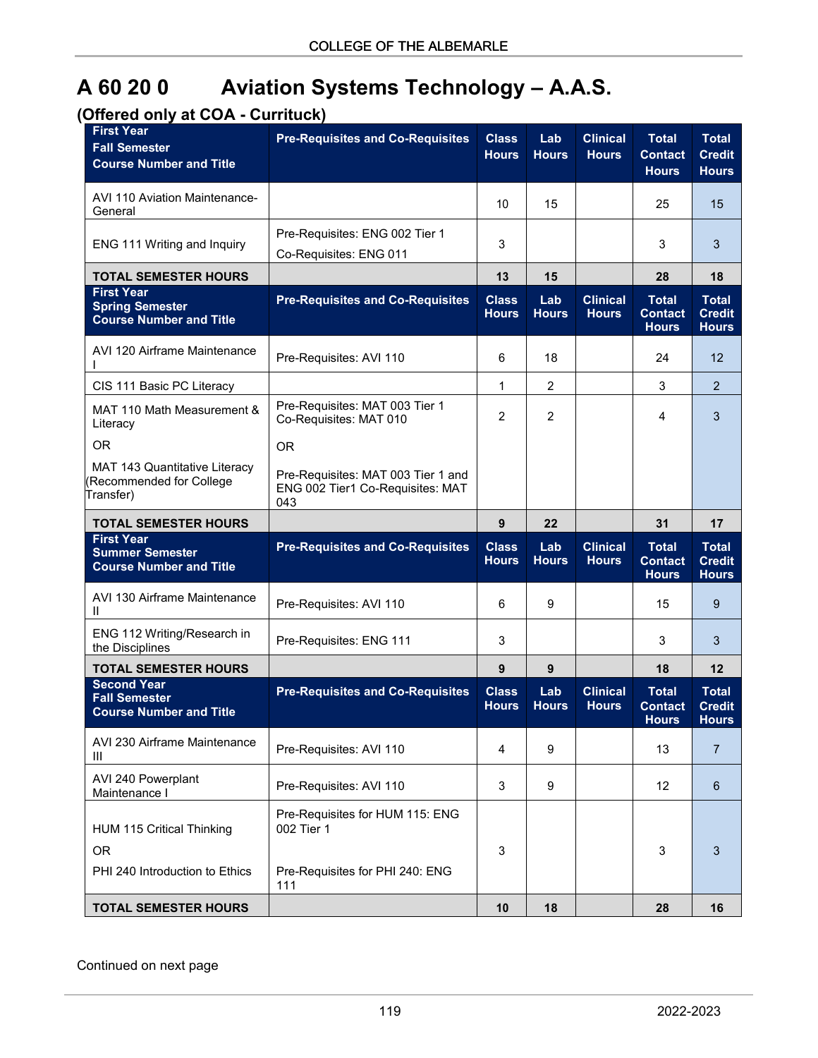# A 60 20 0 Aviation Systems Technology – A.A.S.

**(Offered only at COA - Currituck)**

| First Year Fall Semester Course Number and Title | Pre-Requisites and Co-Requisites | Class Hours | Lab Hours | Clinical Hours | Total Contact Hours | Total Credit Hours |
|---|---|---|---|---|---|---|
| AVI 110 Aviation Maintenance-General | | 10 | 15 | | 25 | 15 |
| ENG 111 Writing and Inquiry | Pre-Requisites: ENG 002 Tier 1<br>Co-Requisites: ENG 011 | 3 | | | 3 | 3 |
| **TOTAL SEMESTER HOURS** | | **13** | **15** | | **28** | **18** |

| First Year Spring Semester Course Number and Title | Pre-Requisites and Co-Requisites | Class Hours | Lab Hours | Clinical Hours | Total Contact Hours | Total Credit Hours |
|---|---|---|---|---|---|---|
| AVI 120 Airframe Maintenance I | Pre-Requisites: AVI 110 | 6 | 18 | | 24 | 12 |
| CIS 111 Basic PC Literacy | | 1 | 2 | | 3 | 2 |
| MAT 110 Math Measurement & Literacy<br>OR<br>MAT 143 Quantitative Literacy (Recommended for College Transfer) | Pre-Requisites: MAT 003 Tier 1 Co-Requisites: MAT 010<br>OR<br>Pre-Requisites: MAT 003 Tier 1 and ENG 002 Tier1 Co-Requisites: MAT 043 | 2 | 2 | | 4 | 3 |
| **TOTAL SEMESTER HOURS** | | **9** | **22** | | **31** | **17** |

| First Year Summer Semester Course Number and Title | Pre-Requisites and Co-Requisites | Class Hours | Lab Hours | Clinical Hours | Total Contact Hours | Total Credit Hours |
|---|---|---|---|---|---|---|
| AVI 130 Airframe Maintenance II | Pre-Requisites: AVI 110 | 6 | 9 | | 15 | 9 |
| ENG 112 Writing/Research in the Disciplines | Pre-Requisites: ENG 111 | 3 | | | 3 | 3 |
| **TOTAL SEMESTER HOURS** | | **9** | **9** | | **18** | **12** |

| Second Year Fall Semester Course Number and Title | Pre-Requisites and Co-Requisites | Class Hours | Lab Hours | Clinical Hours | Total Contact Hours | Total Credit Hours |
|---|---|---|---|---|---|---|
| AVI 230 Airframe Maintenance III | Pre-Requisites: AVI 110 | 4 | 9 | | 13 | 7 |
| AVI 240 Powerplant Maintenance I | Pre-Requisites: AVI 110 | 3 | 9 | | 12 | 6 |
| HUM 115 Critical Thinking<br>OR<br>PHI 240 Introduction to Ethics | Pre-Requisites for HUM 115: ENG 002 Tier 1<br><br>Pre-Requisites for PHI 240: ENG 111 | 3 | | | 3 | 3 |
| **TOTAL SEMESTER HOURS** | | **10** | **18** | | **28** | **16** |

Continued on next page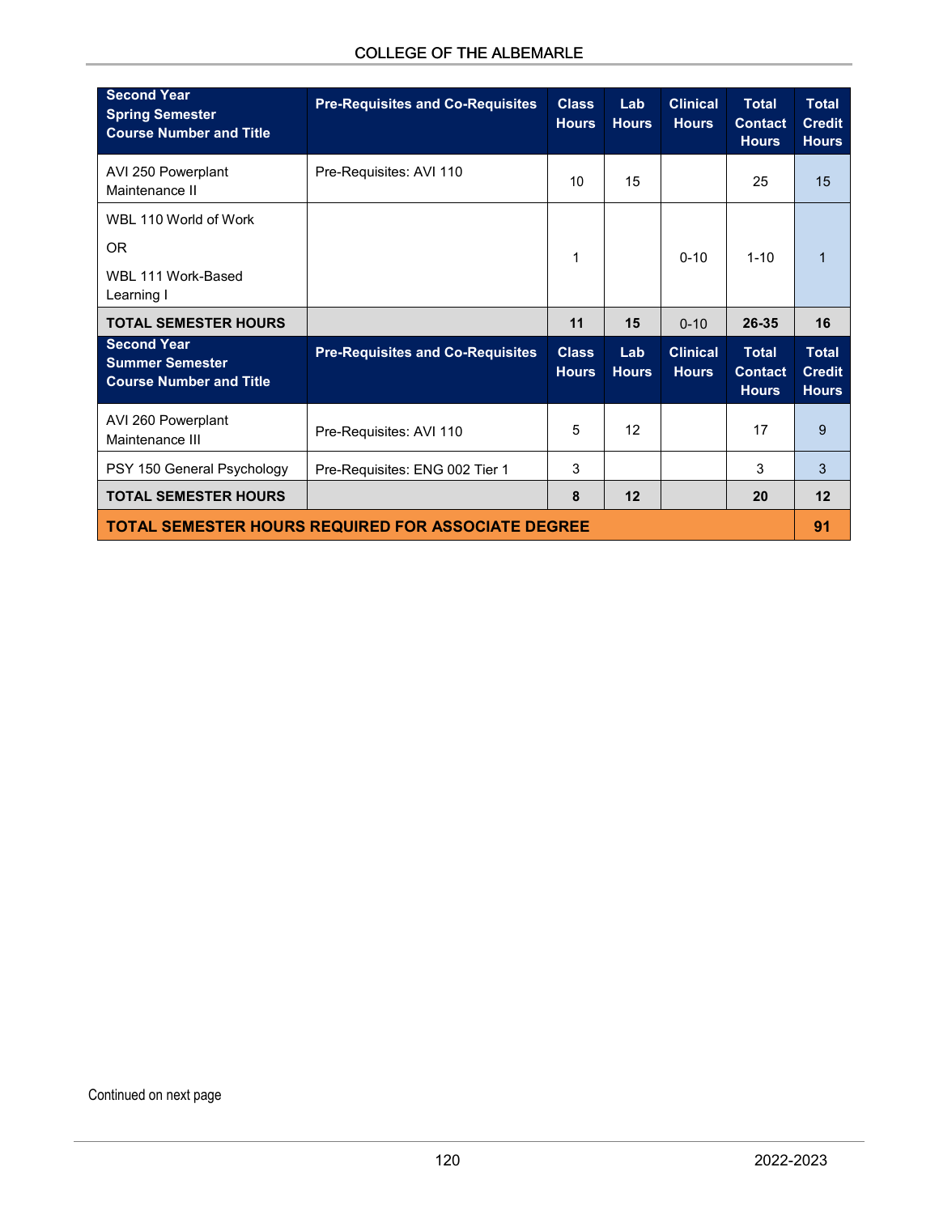| Second Year<br>Spring Semester<br>Course Number and Title | Pre-Requisites and Co-Requisites | Class Hours | Lab Hours | Clinical Hours | Total Contact Hours | Total Credit Hours |
|---|---|---|---|---|---|---|
| AVI 250 Powerplant Maintenance II | Pre-Requisites: AVI 110 | 10 | 15 | | 25 | 15 |
| WBL 110 World of Work<br><br>OR<br><br>WBL 111 Work-Based Learning I | | 1 | | 0-10 | 1-10 | 1 |
| **TOTAL SEMESTER HOURS** | | **11** | **15** | 0-10 | **26-35** | **16** |
| **Second Year<br>Summer Semester<br>Course Number and Title** | **Pre-Requisites and Co-Requisites** | **Class Hours** | **Lab Hours** | **Clinical Hours** | **Total Contact Hours** | **Total Credit Hours** |
| AVI 260 Powerplant Maintenance III | Pre-Requisites: AVI 110 | 5 | 12 | | 17 | 9 |
| PSY 150 General Psychology | Pre-Requisites: ENG 002 Tier 1 | 3 | | | 3 | 3 |
| **TOTAL SEMESTER HOURS** | | **8** | **12** | | **20** | **12** |
| **TOTAL SEMESTER HOURS REQUIRED FOR ASSOCIATE DEGREE** | | | | | | **91** |

Continued on next page